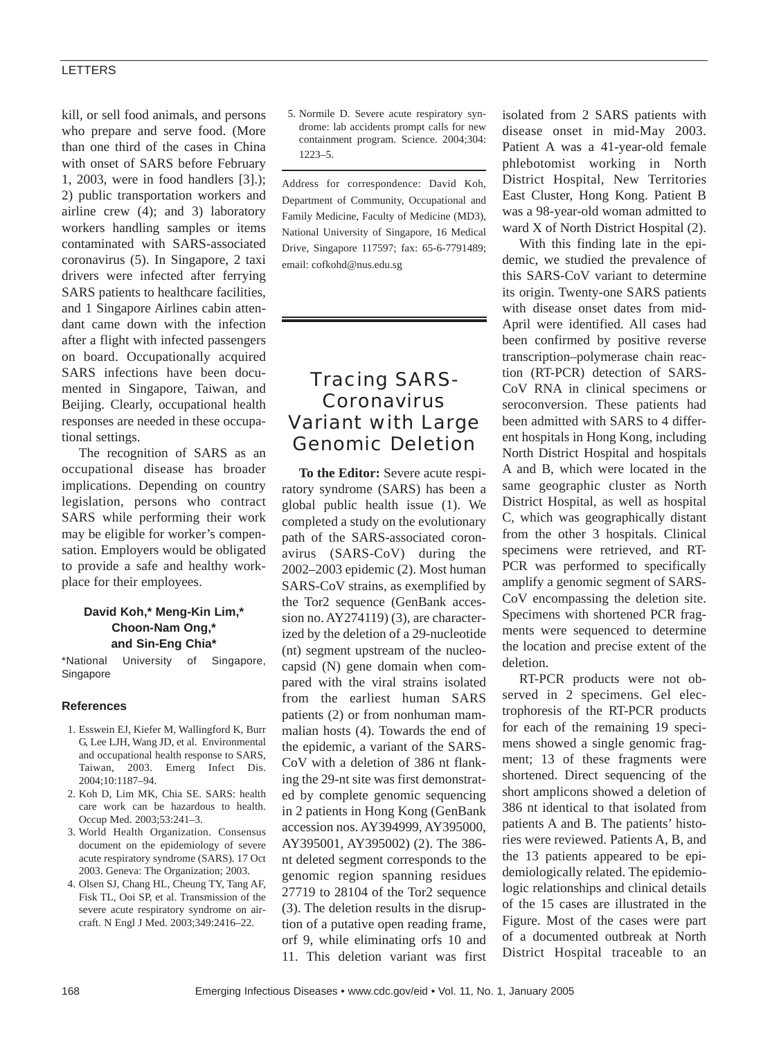kill, or sell food animals, and persons who prepare and serve food. (More than one third of the cases in China with onset of SARS before February 1, 2003, were in food handlers [3].); 2) public transportation workers and airline crew (4); and 3) laboratory workers handling samples or items contaminated with SARS-associated coronavirus (5). In Singapore, 2 taxi drivers were infected after ferrying SARS patients to healthcare facilities, and 1 Singapore Airlines cabin attendant came down with the infection after a flight with infected passengers on board. Occupationally acquired SARS infections have been documented in Singapore, Taiwan, and Beijing. Clearly, occupational health responses are needed in these occupational settings.

The recognition of SARS as an occupational disease has broader implications. Depending on country legislation, persons who contract SARS while performing their work may be eligible for worker's compensation. Employers would be obligated to provide a safe and healthy workplace for their employees.

**David Koh,\* Meng-Kin Lim,\* Choon-Nam Ong,\* and Sin-Eng Chia\***

\*National University of Singapore, Singapore

### References

1. Esswein EJ, Kiefer M, Wallingford K, Burr G, Lee LJH, Wang JD, et al. Environmental and occupational health response to SARS, Taiwan, 2003. Emerg Infect Dis. 2004;10:1187–94.
2. Koh D, Lim MK, Chia SE. SARS: health care work can be hazardous to health. Occup Med. 2003;53:241–3.
3. World Health Organization. Consensus document on the epidemiology of severe acute respiratory syndrome (SARS). 17 Oct 2003. Geneva: The Organization; 2003.
4. Olsen SJ, Chang HL, Cheung TY, Tang AF, Fisk TL, Ooi SP, et al. Transmission of the severe acute respiratory syndrome on aircraft. N Engl J Med. 2003;349:2416–22.
5. Normile D. Severe acute respiratory syndrome: lab accidents prompt calls for new containment program. Science. 2004;304: 1223–5.

Address for correspondence: David Koh, Department of Community, Occupational and Family Medicine, Faculty of Medicine (MD3), National University of Singapore, 16 Medical Drive, Singapore 117597; fax: 65-6-7791489; email: cofkohd@nus.edu.sg

# Tracing SARS-Coronavirus Variant with Large Genomic Deletion

**To the Editor:** Severe acute respiratory syndrome (SARS) has been a global public health issue (1). We completed a study on the evolutionary path of the SARS-associated coronavirus (SARS-CoV) during the 2002–2003 epidemic (2). Most human SARS-CoV strains, as exemplified by the Tor2 sequence (GenBank accession no. AY274119) (3), are characterized by the deletion of a 29-nucleotide (nt) segment upstream of the nucleocapsid (N) gene domain when compared with the viral strains isolated from the earliest human SARS patients (2) or from nonhuman mammalian hosts (4). Towards the end of the epidemic, a variant of the SARS-CoV with a deletion of 386 nt flanking the 29-nt site was first demonstrated by complete genomic sequencing in 2 patients in Hong Kong (GenBank accession nos. AY394999, AY395000, AY395001, AY395002) (2). The 386-nt deleted segment corresponds to the genomic region spanning residues 27719 to 28104 of the Tor2 sequence (3). The deletion results in the disruption of a putative open reading frame, orf 9, while eliminating orfs 10 and 11. This deletion variant was first isolated from 2 SARS patients with disease onset in mid-May 2003. Patient A was a 41-year-old female phlebotomist working in North District Hospital, New Territories East Cluster, Hong Kong. Patient B was a 98-year-old woman admitted to ward X of North District Hospital (2).

With this finding late in the epidemic, we studied the prevalence of this SARS-CoV variant to determine its origin. Twenty-one SARS patients with disease onset dates from mid-April were identified. All cases had been confirmed by positive reverse transcription–polymerase chain reaction (RT-PCR) detection of SARS-CoV RNA in clinical specimens or seroconversion. These patients had been admitted with SARS to 4 different hospitals in Hong Kong, including North District Hospital and hospitals A and B, which were located in the same geographic cluster as North District Hospital, as well as hospital C, which was geographically distant from the other 3 hospitals. Clinical specimens were retrieved, and RT-PCR was performed to specifically amplify a genomic segment of SARS-CoV encompassing the deletion site. Specimens with shortened PCR fragments were sequenced to determine the location and precise extent of the deletion.

RT-PCR products were not observed in 2 specimens. Gel electrophoresis of the RT-PCR products for each of the remaining 19 specimens showed a single genomic fragment; 13 of these fragments were shortened. Direct sequencing of the short amplicons showed a deletion of 386 nt identical to that isolated from patients A and B. The patients' histories were reviewed. Patients A, B, and the 13 patients appeared to be epidemiologically related. The epidemiologic relationships and clinical details of the 15 cases are illustrated in the Figure. Most of the cases were part of a documented outbreak at North District Hospital traceable to an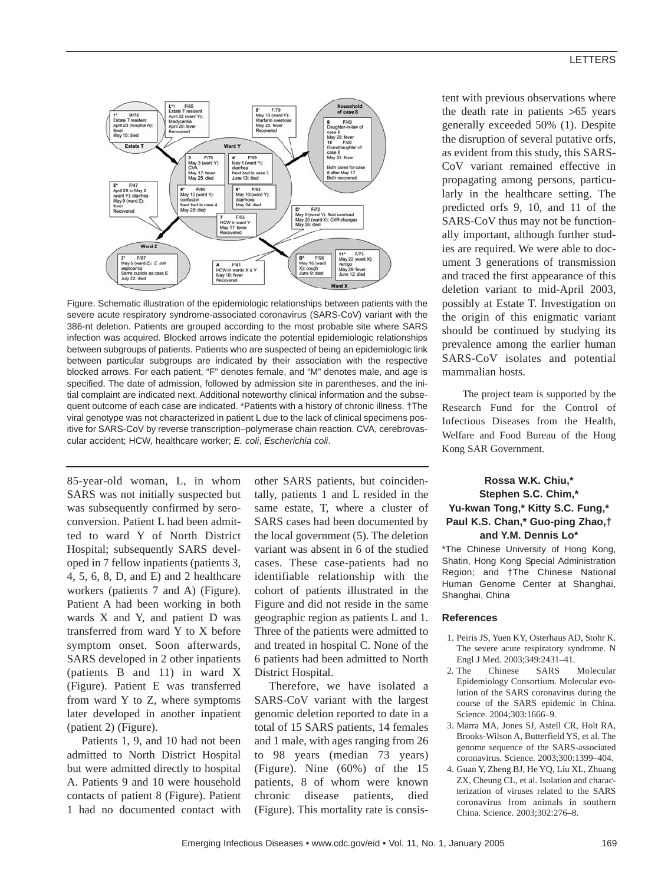Figure. Schematic illustration of the epidemiologic relationships between patients with the severe acute respiratory syndrome-associated coronavirus (SARS-CoV) variant with the 386-nt deletion. Patients are grouped according to the most probable site where SARS infection was acquired. Blocked arrows indicate the potential epidemiologic relationships between subgroups of patients. Patients who are suspected of being an epidemiologic link between particular subgroups are indicated by their association with the respective blocked arrows. For each patient, "F" denotes female, and "M" denotes male, and age is specified. The date of admission, followed by admission site in parentheses, and the initial complaint are indicated next. Additional noteworthy clinical information and the subsequent outcome of each case are indicated. *Patients with a history of chronic illness. †The viral genotype was not characterized in patient L due to the lack of clinical specimens positive for SARS-CoV by reverse transcription–polymerase chain reaction. CVA, cerebrovascular accident; HCW, healthcare worker; *E. coli*, *Escherichia coli*.

85-year-old woman, L, in whom SARS was not initially suspected but was subsequently confirmed by seroconversion. Patient L had been admitted to ward Y of North District Hospital; subsequently SARS developed in 7 fellow inpatients (patients 3, 4, 5, 6, 8, D, and E) and 2 healthcare workers (patients 7 and A) (Figure). Patient A had been working in both wards X and Y, and patient D was transferred from ward Y to X before symptom onset. Soon afterwards, SARS developed in 2 other inpatients (patients B and 11) in ward X (Figure). Patient E was transferred from ward Y to Z, where symptoms later developed in another inpatient (patient 2) (Figure).

Patients 1, 9, and 10 had not been admitted to North District Hospital but were admitted directly to hospital A. Patients 9 and 10 were household contacts of patient 8 (Figure). Patient 1 had no documented contact with other SARS patients, but coincidentally, patients 1 and L resided in the same estate, T, where a cluster of SARS cases had been documented by the local government (5). The deletion variant was absent in 6 of the studied cases. These case-patients had no identifiable relationship with the cohort of patients illustrated in the Figure and did not reside in the same geographic region as patients L and 1. Three of the patients were admitted to and treated in hospital C. None of the 6 patients had been admitted to North District Hospital.

Therefore, we have isolated a SARS-CoV variant with the largest genomic deletion reported to date in a total of 15 SARS patients, 14 females and 1 male, with ages ranging from 26 to 98 years (median 73 years) (Figure). Nine (60%) of the 15 patients, 8 of whom were known chronic disease patients, died (Figure). This mortality rate is consistent with previous observations where the death rate in patients >65 years generally exceeded 50% (1). Despite the disruption of several putative orfs, as evident from this study, this SARS-CoV variant remained effective in propagating among persons, particularly in the healthcare setting. The predicted orfs 9, 10, and 11 of the SARS-CoV thus may not be functionally important, although further studies are required. We were able to document 3 generations of transmission and traced the first appearance of this deletion variant to mid-April 2003, possibly at Estate T. Investigation on the origin of this enigmatic variant should be continued by studying its prevalence among the earlier human SARS-CoV isolates and potential mammalian hosts.

The project team is supported by the Research Fund for the Control of Infectious Diseases from the Health, Welfare and Food Bureau of the Hong Kong SAR Government.

**Rossa W.K. Chiu,\* Stephen S.C. Chim,\* Yu-kwan Tong,\* Kitty S.C. Fung,\* Paul K.S. Chan,\* Guo-ping Zhao,† and Y.M. Dennis Lo\***

*The Chinese University of Hong Kong, Shatin, Hong Kong Special Administration Region; and †The Chinese National Human Genome Center at Shanghai, Shanghai, China

### References

1. Peiris JS, Yuen KY, Osterhaus AD, Stohr K. The severe acute respiratory syndrome. N Engl J Med. 2003;349:2431–41.
2. The Chinese SARS Molecular Epidemiology Consortium. Molecular evolution of the SARS coronavirus during the course of the SARS epidemic in China. Science. 2004;303:1666–9.
3. Marra MA, Jones SJ, Astell CR, Holt RA, Brooks-Wilson A, Butterfield YS, et al. The genome sequence of the SARS-associated coronavirus. Science. 2003;300:1399–404.
4. Guan Y, Zheng BJ, He YQ, Liu XL, Zhuang ZX, Cheung CL, et al. Isolation and characterization of viruses related to the SARS coronavirus from animals in southern China. Science. 2003;302:276–8.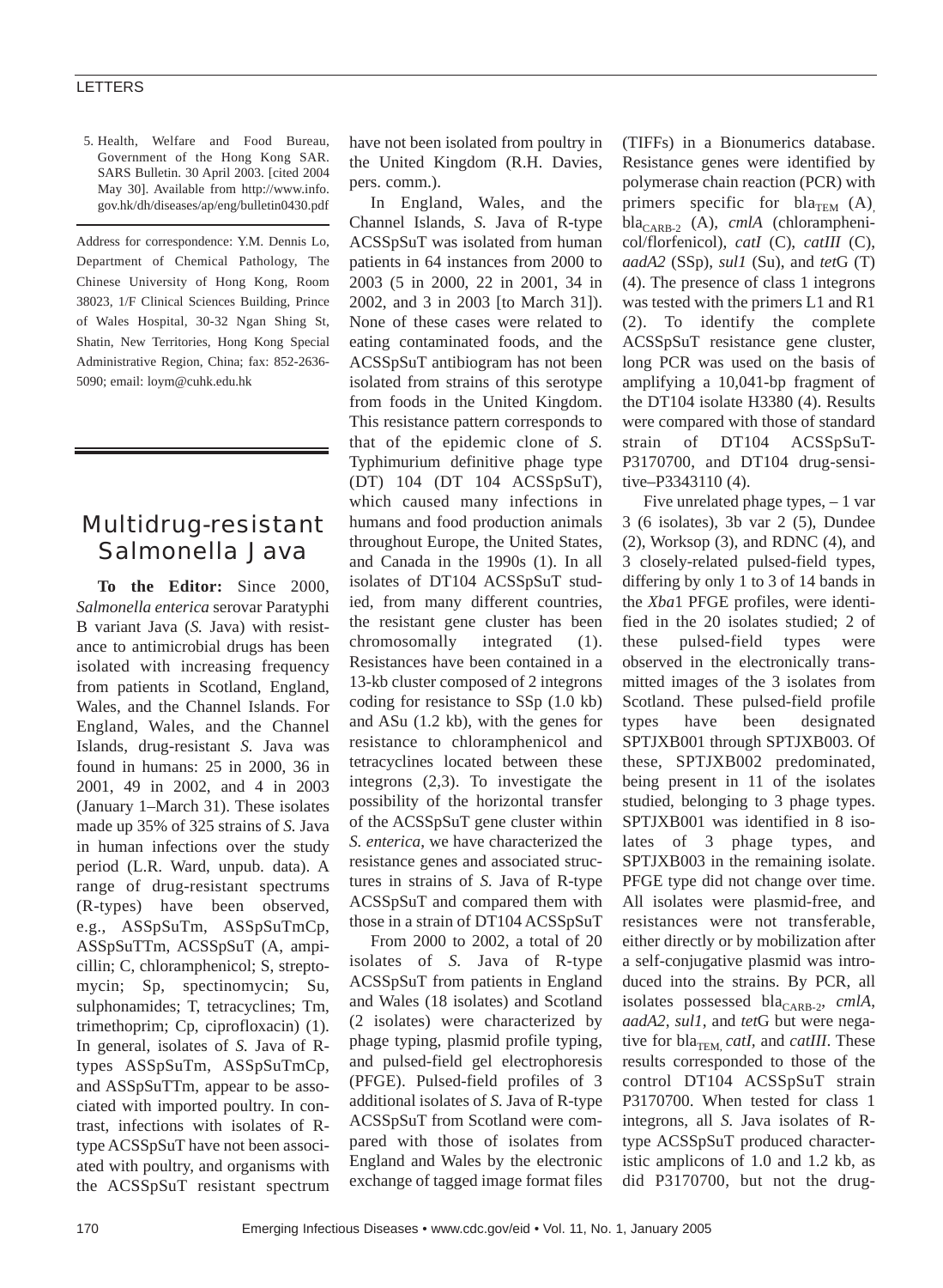5. Health, Welfare and Food Bureau, Government of the Hong Kong SAR. SARS Bulletin. 30 April 2003. [cited 2004 May 30]. Available from http://www.info.gov.hk/dh/diseases/ap/eng/bulletin0430.pdf

Address for correspondence: Y.M. Dennis Lo, Department of Chemical Pathology, The Chinese University of Hong Kong, Room 38023, 1/F Clinical Sciences Building, Prince of Wales Hospital, 30-32 Ngan Shing St, Shatin, New Territories, Hong Kong Special Administrative Region, China; fax: 852-2636-5090; email: loym@cuhk.edu.hk

# Multidrug-resistant Salmonella Java

**To the Editor:** Since 2000, *Salmonella enterica* serovar Paratyphi B variant Java (*S.* Java) with resistance to antimicrobial drugs has been isolated with increasing frequency from patients in Scotland, England, Wales, and the Channel Islands. For England, Wales, and the Channel Islands, drug-resistant *S.* Java was found in humans: 25 in 2000, 36 in 2001, 49 in 2002, and 4 in 2003 (January 1–March 31). These isolates made up 35% of 325 strains of *S.* Java in human infections over the study period (L.R. Ward, unpub. data). A range of drug-resistant spectrums (R-types) have been observed, e.g., ASSpSuTm, ASSpSuTmCp, ASSpSuTTm, ACSSpSuT (A, ampicillin; C, chloramphenicol; S, streptomycin; Sp, spectinomycin; Su, sulphonamides; T, tetracyclines; Tm, trimethoprim; Cp, ciprofloxacin) (1). In general, isolates of *S.* Java of R-types ASSpSuTm, ASSpSuTmCp, and ASSpSuTTm, appear to be associated with imported poultry. In contrast, infections with isolates of R-type ACSSpSuT have not been associated with poultry, and organisms with the ACSSpSuT resistant spectrum have not been isolated from poultry in the United Kingdom (R.H. Davies, pers. comm.).

In England, Wales, and the Channel Islands, *S.* Java of R-type ACSSpSuT was isolated from human patients in 64 instances from 2000 to 2003 (5 in 2000, 22 in 2001, 34 in 2002, and 3 in 2003 [to March 31]). None of these cases were related to eating contaminated foods, and the ACSSpSuT antibiogram has not been isolated from strains of this serotype from foods in the United Kingdom. This resistance pattern corresponds to that of the epidemic clone of *S.* Typhimurium definitive phage type (DT) 104 (DT 104 ACSSpSuT), which caused many infections in humans and food production animals throughout Europe, the United States, and Canada in the 1990s (1). In all isolates of DT104 ACSSpSuT studied, from many different countries, the resistant gene cluster has been chromosomally integrated (1). Resistances have been contained in a 13-kb cluster composed of 2 integrons coding for resistance to SSp (1.0 kb) and ASu (1.2 kb), with the genes for resistance to chloramphenicol and tetracyclines located between these integrons (2,3). To investigate the possibility of the horizontal transfer of the ACSSpSuT gene cluster within *S. enterica*, we have characterized the resistance genes and associated structures in strains of *S.* Java of R-type ACSSpSuT and compared them with those in a strain of DT104 ACSSpSuT

From 2000 to 2002, a total of 20 isolates of *S.* Java of R-type ACSSpSuT from patients in England and Wales (18 isolates) and Scotland (2 isolates) were characterized by phage typing, plasmid profile typing, and pulsed-field gel electrophoresis (PFGE). Pulsed-field profiles of 3 additional isolates of *S.* Java of R-type ACSSpSuT from Scotland were compared with those of isolates from England and Wales by the electronic exchange of tagged image format files (TIFFs) in a Bionumerics database. Resistance genes were identified by polymerase chain reaction (PCR) with primers specific for $bla_{TEM}$ (A), $bla_{CARB-2}$ (A), *cmlA* (chloramphenicol/florfenicol), *catI* (C), *catIII* (C), *aadA2* (SSp), *sul1* (Su), and *tet*G (T) (4). The presence of class 1 integrons was tested with the primers L1 and R1 (2). To identify the complete ACSSpSuT resistance gene cluster, long PCR was used on the basis of amplifying a 10,041-bp fragment of the DT104 isolate H3380 (4). Results were compared with those of standard strain of DT104 ACSSpSuT-P3170700, and DT104 drug-sensitive–P3343110 (4).

Five unrelated phage types, – 1 var 3 (6 isolates), 3b var 2 (5), Dundee (2), Worksop (3), and RDNC (4), and 3 closely-related pulsed-field types, differing by only 1 to 3 of 14 bands in the *Xba*1 PFGE profiles, were identified in the 20 isolates studied; 2 of these pulsed-field types were observed in the electronically transmitted images of the 3 isolates from Scotland. These pulsed-field profile types have been designated SPTJXB001 through SPTJXB003. Of these, SPTJXB002 predominated, being present in 11 of the isolates studied, belonging to 3 phage types. SPTJXB001 was identified in 8 isolates of 3 phage types, and SPTJXB003 in the remaining isolate. PFGE type did not change over time. All isolates were plasmid-free, and resistances were not transferable, either directly or by mobilization after a self-conjugative plasmid was introduced into the strains. By PCR, all isolates possessed $bla_{CARB-2}$, *cmlA*, *aadA2*, *sul1*, and *tet*G but were negative for $bla_{TEM}$, *catI*, and *catIII*. These results corresponded to those of the control DT104 ACSSpSuT strain P3170700. When tested for class 1 integrons, all *S.* Java isolates of R-type ACSSpSuT produced characteristic amplicons of 1.0 and 1.2 kb, as did P3170700, but not the drug-